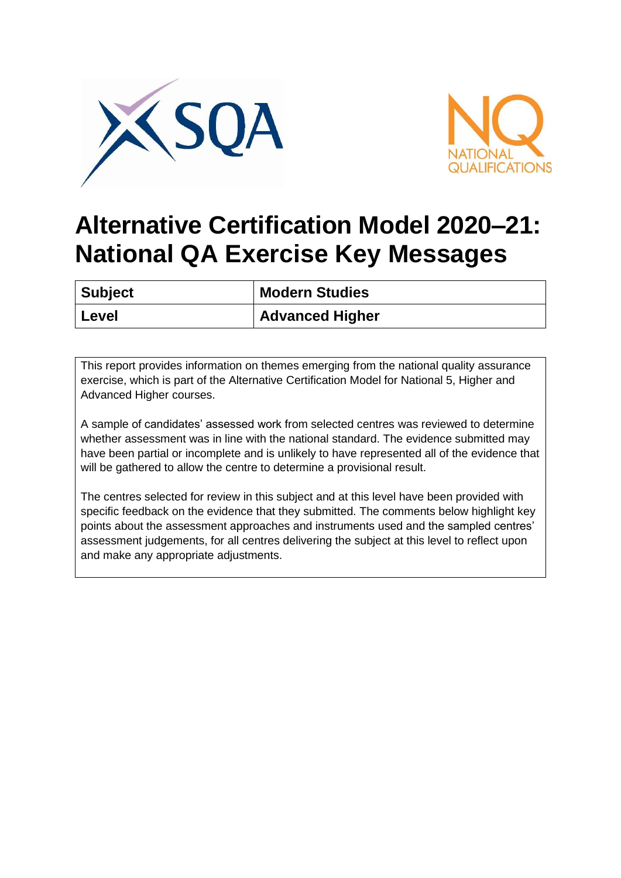# Alternative Certification Model 2020–21: National QA Exercise Key Messages

| Subject | Modern Studies |
|---|---|
| Level | Advanced Higher |

This report provides information on themes emerging from the national quality assurance exercise, which is part of the Alternative Certification Model for National 5, Higher and Advanced Higher courses.

A sample of candidates' assessed work from selected centres was reviewed to determine whether assessment was in line with the national standard. The evidence submitted may have been partial or incomplete and is unlikely to have represented all of the evidence that will be gathered to allow the centre to determine a provisional result.

The centres selected for review in this subject and at this level have been provided with specific feedback on the evidence that they submitted. The comments below highlight key points about the assessment approaches and instruments used and the sampled centres' assessment judgements, for all centres delivering the subject at this level to reflect upon and make any appropriate adjustments.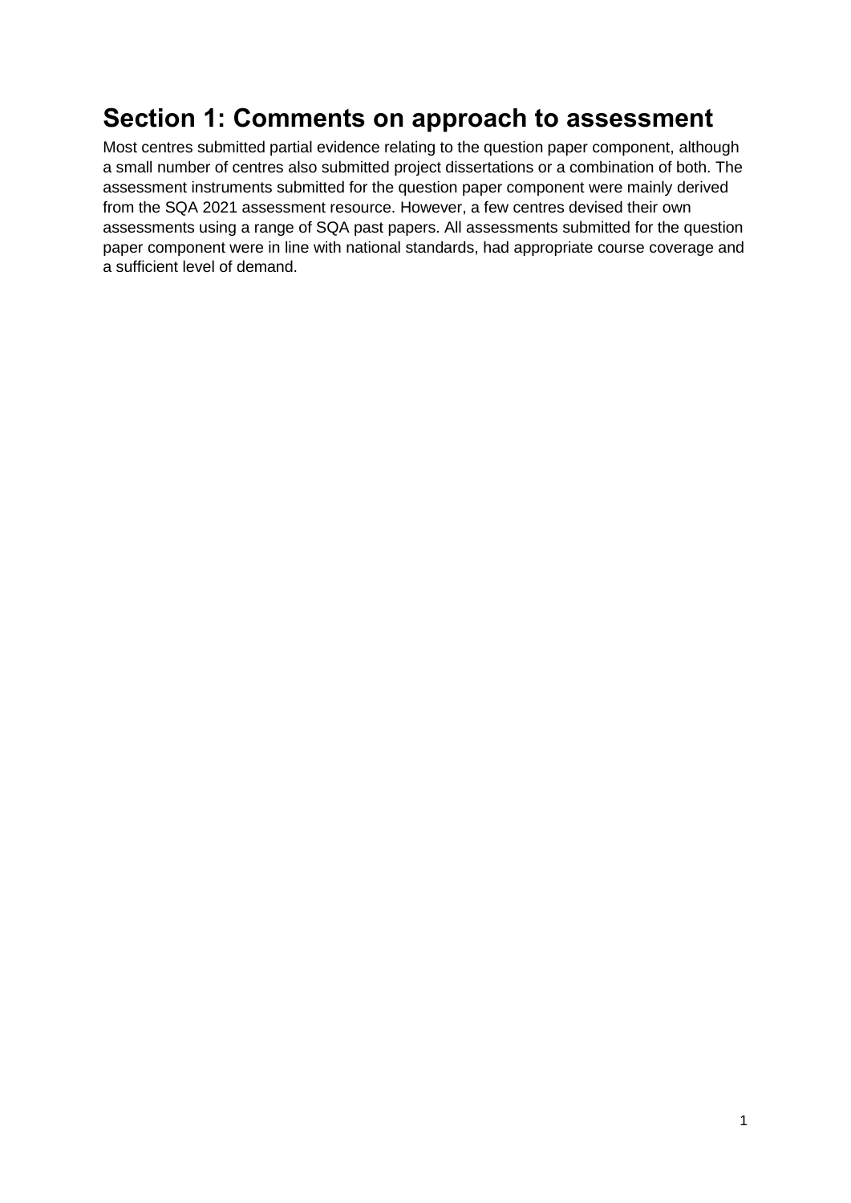## Section 1: Comments on approach to assessment

Most centres submitted partial evidence relating to the question paper component, although a small number of centres also submitted project dissertations or a combination of both. The assessment instruments submitted for the question paper component were mainly derived from the SQA 2021 assessment resource. However, a few centres devised their own assessments using a range of SQA past papers. All assessments submitted for the question paper component were in line with national standards, had appropriate course coverage and a sufficient level of demand.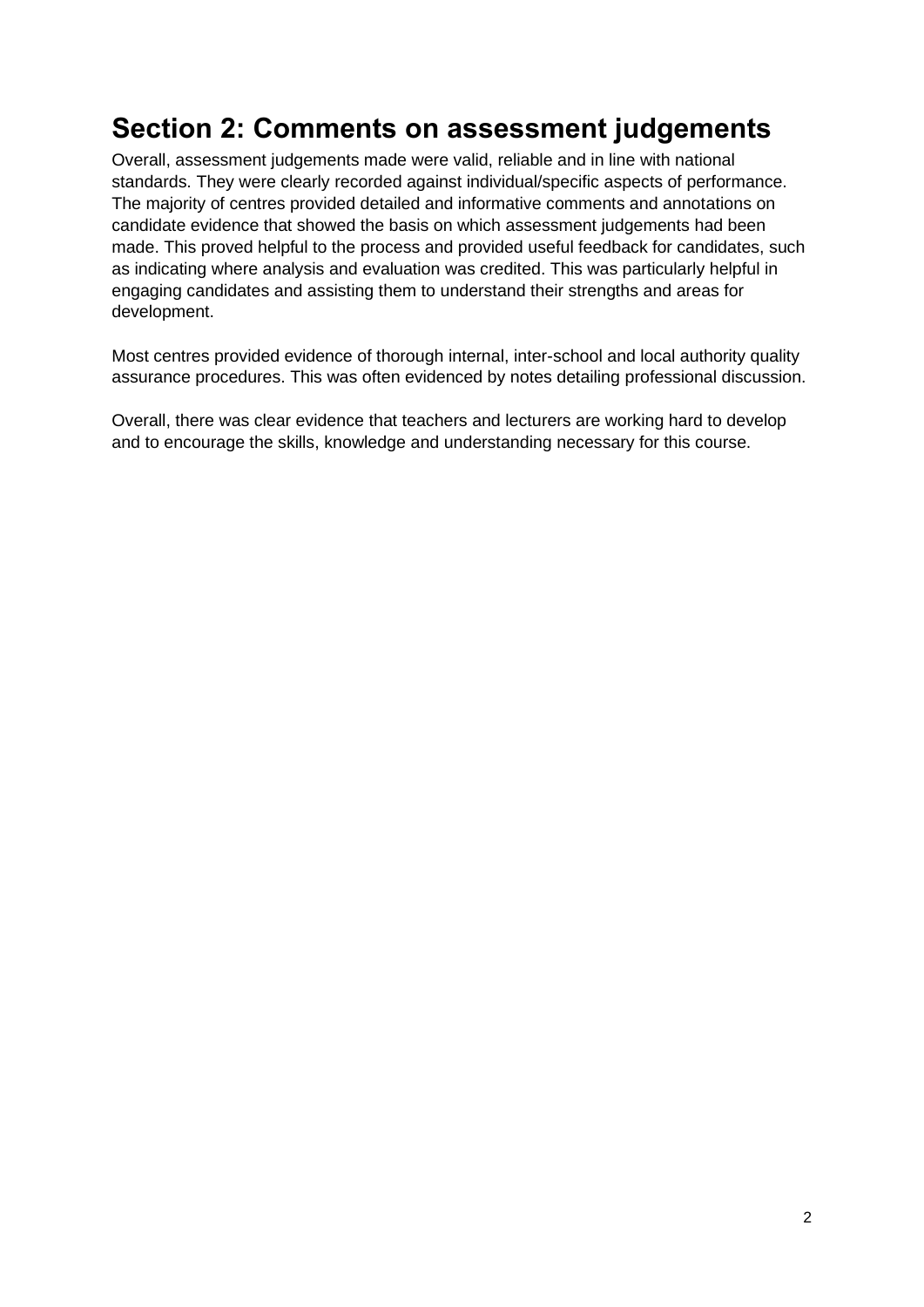## Section 2: Comments on assessment judgements

Overall, assessment judgements made were valid, reliable and in line with national standards. They were clearly recorded against individual/specific aspects of performance. The majority of centres provided detailed and informative comments and annotations on candidate evidence that showed the basis on which assessment judgements had been made. This proved helpful to the process and provided useful feedback for candidates, such as indicating where analysis and evaluation was credited. This was particularly helpful in engaging candidates and assisting them to understand their strengths and areas for development.

Most centres provided evidence of thorough internal, inter-school and local authority quality assurance procedures. This was often evidenced by notes detailing professional discussion.

Overall, there was clear evidence that teachers and lecturers are working hard to develop and to encourage the skills, knowledge and understanding necessary for this course.